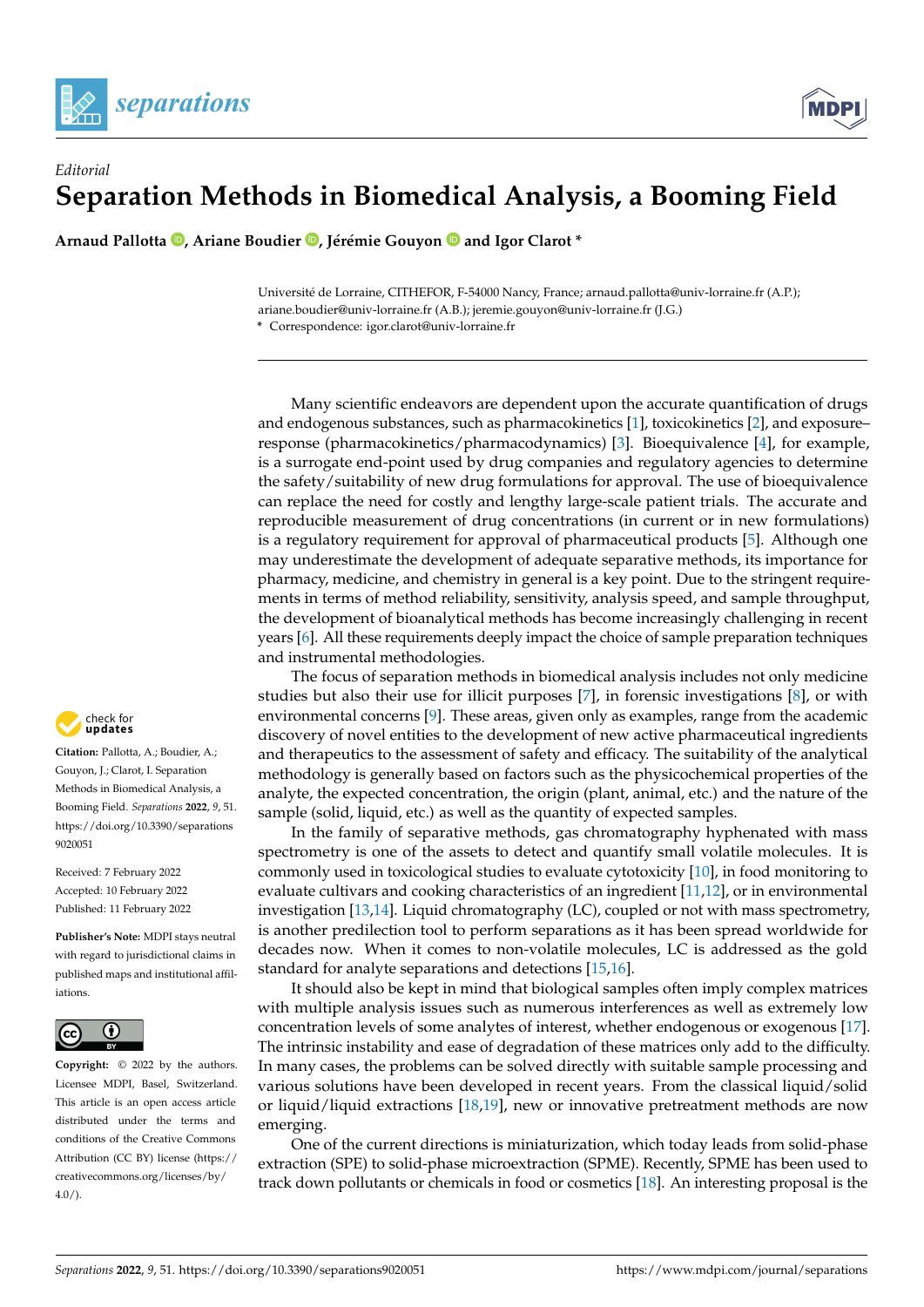*Editorial*

# Separation Methods in Biomedical Analysis, a Booming Field

**Arnaud Pallotta, Ariane Boudier, Jérémie Gouyon and Igor Clarot ***

Université de Lorraine, CITHEFOR, F-54000 Nancy, France; arnaud.pallotta@univ-lorraine.fr (A.P.); ariane.boudier@univ-lorraine.fr (A.B.); jeremie.gouyon@univ-lorraine.fr (J.G.)
* Correspondence: igor.clarot@univ-lorraine.fr

**Citation:** Pallotta, A.; Boudier, A.; Gouyon, J.; Clarot, I. Separation Methods in Biomedical Analysis, a Booming Field. *Separations* **2022**, *9*, 51. https://doi.org/10.3390/separations9020051

Received: 7 February 2022
Accepted: 10 February 2022
Published: 11 February 2022

**Publisher's Note:** MDPI stays neutral with regard to jurisdictional claims in published maps and institutional affiliations.

**Copyright:** © 2022 by the authors. Licensee MDPI, Basel, Switzerland. This article is an open access article distributed under the terms and conditions of the Creative Commons Attribution (CC BY) license (https://creativecommons.org/licenses/by/4.0/).

Many scientific endeavors are dependent upon the accurate quantification of drugs and endogenous substances, such as pharmacokinetics [1], toxicokinetics [2], and exposure–response (pharmacokinetics/pharmacodynamics) [3]. Bioequivalence [4], for example, is a surrogate end-point used by drug companies and regulatory agencies to determine the safety/suitability of new drug formulations for approval. The use of bioequivalence can replace the need for costly and lengthy large-scale patient trials. The accurate and reproducible measurement of drug concentrations (in current or in new formulations) is a regulatory requirement for approval of pharmaceutical products [5]. Although one may underestimate the development of adequate separative methods, its importance for pharmacy, medicine, and chemistry in general is a key point. Due to the stringent requirements in terms of method reliability, sensitivity, analysis speed, and sample throughput, the development of bioanalytical methods has become increasingly challenging in recent years [6]. All these requirements deeply impact the choice of sample preparation techniques and instrumental methodologies.

The focus of separation methods in biomedical analysis includes not only medicine studies but also their use for illicit purposes [7], in forensic investigations [8], or with environmental concerns [9]. These areas, given only as examples, range from the academic discovery of novel entities to the development of new active pharmaceutical ingredients and therapeutics to the assessment of safety and efficacy. The suitability of the analytical methodology is generally based on factors such as the physicochemical properties of the analyte, the expected concentration, the origin (plant, animal, etc.) and the nature of the sample (solid, liquid, etc.) as well as the quantity of expected samples.

In the family of separative methods, gas chromatography hyphenated with mass spectrometry is one of the assets to detect and quantify small volatile molecules. It is commonly used in toxicological studies to evaluate cytotoxicity [10], in food monitoring to evaluate cultivars and cooking characteristics of an ingredient [11,12], or in environmental investigation [13,14]. Liquid chromatography (LC), coupled or not with mass spectrometry, is another predilection tool to perform separations as it has been spread worldwide for decades now. When it comes to non-volatile molecules, LC is addressed as the gold standard for analyte separations and detections [15,16].

It should also be kept in mind that biological samples often imply complex matrices with multiple analysis issues such as numerous interferences as well as extremely low concentration levels of some analytes of interest, whether endogenous or exogenous [17]. The intrinsic instability and ease of degradation of these matrices only add to the difficulty. In many cases, the problems can be solved directly with suitable sample processing and various solutions have been developed in recent years. From the classical liquid/solid or liquid/liquid extractions [18,19], new or innovative pretreatment methods are now emerging.

One of the current directions is miniaturization, which today leads from solid-phase extraction (SPE) to solid-phase microextraction (SPME). Recently, SPME has been used to track down pollutants or chemicals in food or cosmetics [18]. An interesting proposal is the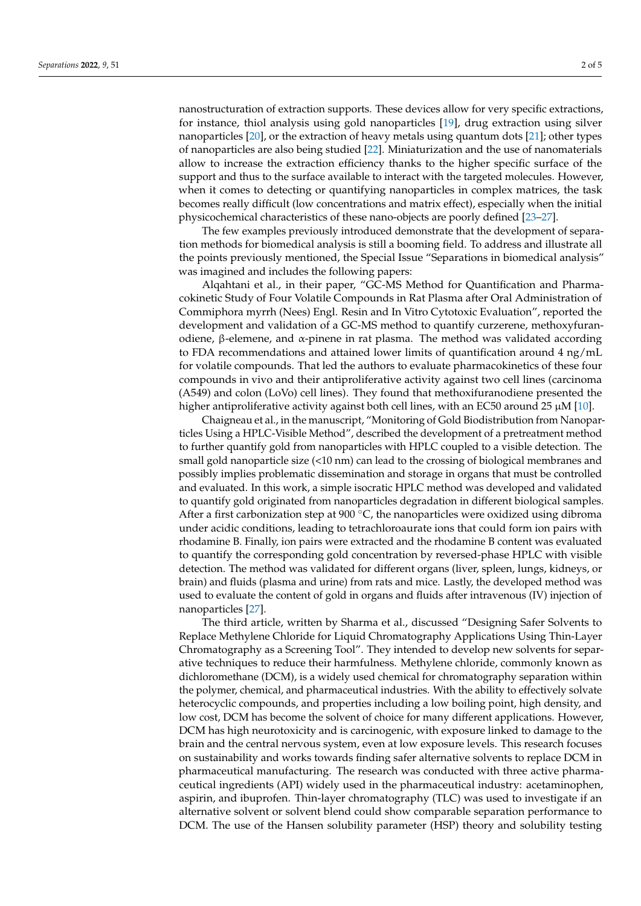nanostructuration of extraction supports. These devices allow for very specific extractions, for instance, thiol analysis using gold nanoparticles [19], drug extraction using silver nanoparticles [20], or the extraction of heavy metals using quantum dots [21]; other types of nanoparticles are also being studied [22]. Miniaturization and the use of nanomaterials allow to increase the extraction efficiency thanks to the higher specific surface of the support and thus to the surface available to interact with the targeted molecules. However, when it comes to detecting or quantifying nanoparticles in complex matrices, the task becomes really difficult (low concentrations and matrix effect), especially when the initial physicochemical characteristics of these nano-objects are poorly defined [23–27].

The few examples previously introduced demonstrate that the development of separation methods for biomedical analysis is still a booming field. To address and illustrate all the points previously mentioned, the Special Issue "Separations in biomedical analysis" was imagined and includes the following papers:

Alqahtani et al., in their paper, "GC-MS Method for Quantification and Pharmacokinetic Study of Four Volatile Compounds in Rat Plasma after Oral Administration of Commiphora myrrh (Nees) Engl. Resin and In Vitro Cytotoxic Evaluation", reported the development and validation of a GC-MS method to quantify curzerene, methoxyfuranodiene, β-elemene, and α-pinene in rat plasma. The method was validated according to FDA recommendations and attained lower limits of quantification around 4 ng/mL for volatile compounds. That led the authors to evaluate pharmacokinetics of these four compounds in vivo and their antiproliferative activity against two cell lines (carcinoma (A549) and colon (LoVo) cell lines). They found that methoxifuranodiene presented the higher antiproliferative activity against both cell lines, with an EC50 around 25 μM [10].

Chaigneau et al., in the manuscript, "Monitoring of Gold Biodistribution from Nanoparticles Using a HPLC-Visible Method", described the development of a pretreatment method to further quantify gold from nanoparticles with HPLC coupled to a visible detection. The small gold nanoparticle size (<10 nm) can lead to the crossing of biological membranes and possibly implies problematic dissemination and storage in organs that must be controlled and evaluated. In this work, a simple isocratic HPLC method was developed and validated to quantify gold originated from nanoparticles degradation in different biological samples. After a first carbonization step at 900 °C, the nanoparticles were oxidized using dibroma under acidic conditions, leading to tetrachloroaurate ions that could form ion pairs with rhodamine B. Finally, ion pairs were extracted and the rhodamine B content was evaluated to quantify the corresponding gold concentration by reversed-phase HPLC with visible detection. The method was validated for different organs (liver, spleen, lungs, kidneys, or brain) and fluids (plasma and urine) from rats and mice. Lastly, the developed method was used to evaluate the content of gold in organs and fluids after intravenous (IV) injection of nanoparticles [27].

The third article, written by Sharma et al., discussed "Designing Safer Solvents to Replace Methylene Chloride for Liquid Chromatography Applications Using Thin-Layer Chromatography as a Screening Tool". They intended to develop new solvents for separative techniques to reduce their harmfulness. Methylene chloride, commonly known as dichloromethane (DCM), is a widely used chemical for chromatography separation within the polymer, chemical, and pharmaceutical industries. With the ability to effectively solvate heterocyclic compounds, and properties including a low boiling point, high density, and low cost, DCM has become the solvent of choice for many different applications. However, DCM has high neurotoxicity and is carcinogenic, with exposure linked to damage to the brain and the central nervous system, even at low exposure levels. This research focuses on sustainability and works towards finding safer alternative solvents to replace DCM in pharmaceutical manufacturing. The research was conducted with three active pharmaceutical ingredients (API) widely used in the pharmaceutical industry: acetaminophen, aspirin, and ibuprofen. Thin-layer chromatography (TLC) was used to investigate if an alternative solvent or solvent blend could show comparable separation performance to DCM. The use of the Hansen solubility parameter (HSP) theory and solubility testing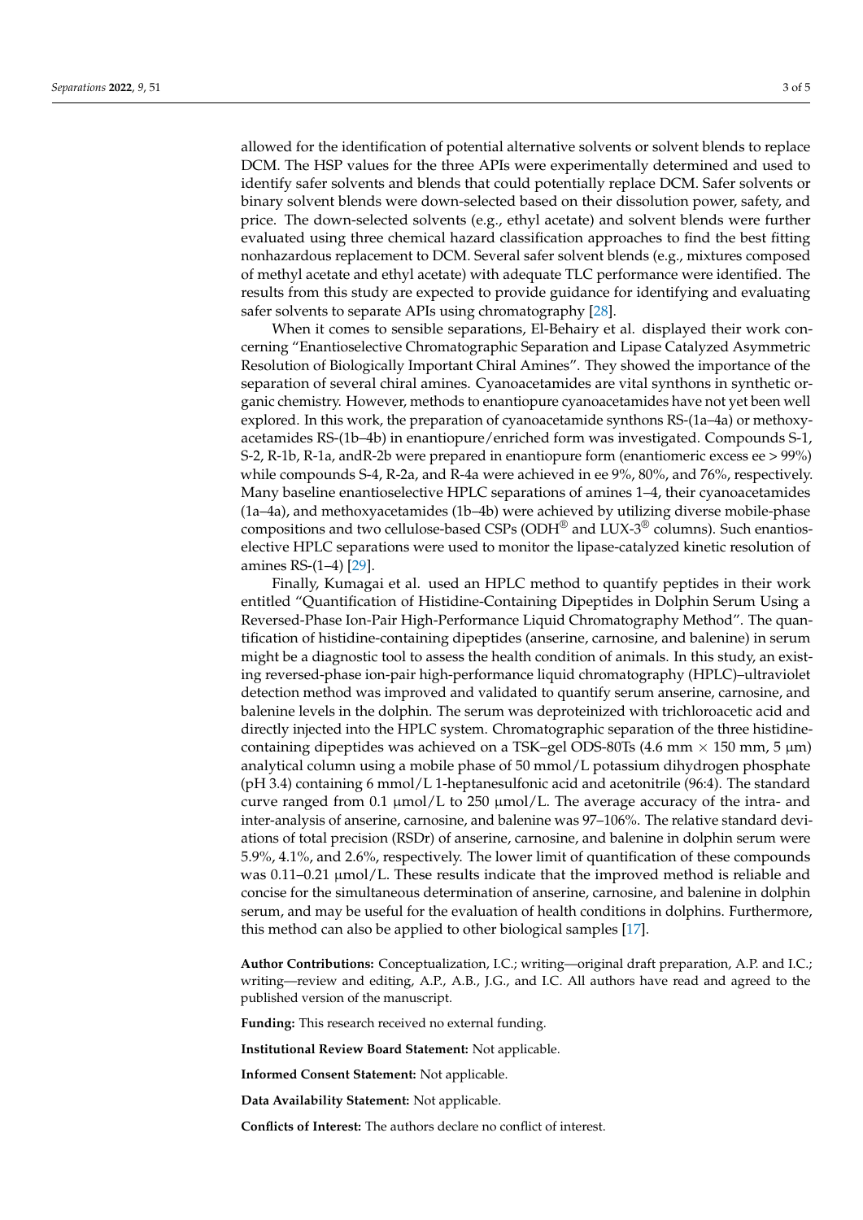allowed for the identification of potential alternative solvents or solvent blends to replace DCM. The HSP values for the three APIs were experimentally determined and used to identify safer solvents and blends that could potentially replace DCM. Safer solvents or binary solvent blends were down-selected based on their dissolution power, safety, and price. The down-selected solvents (e.g., ethyl acetate) and solvent blends were further evaluated using three chemical hazard classification approaches to find the best fitting nonhazardous replacement to DCM. Several safer solvent blends (e.g., mixtures composed of methyl acetate and ethyl acetate) with adequate TLC performance were identified. The results from this study are expected to provide guidance for identifying and evaluating safer solvents to separate APIs using chromatography [28].

When it comes to sensible separations, El-Behairy et al. displayed their work concerning "Enantioselective Chromatographic Separation and Lipase Catalyzed Asymmetric Resolution of Biologically Important Chiral Amines". They showed the importance of the separation of several chiral amines. Cyanoacetamides are vital synthons in synthetic organic chemistry. However, methods to enantiopure cyanoacetamides have not yet been well explored. In this work, the preparation of cyanoacetamide synthons RS-(1a–4a) or methoxyacetamides RS-(1b–4b) in enantiopure/enriched form was investigated. Compounds S-1, S-2, R-1b, R-1a, andR-2b were prepared in enantiopure form (enantiomeric excess ee > 99%) while compounds S-4, R-2a, and R-4a were achieved in ee 9%, 80%, and 76%, respectively. Many baseline enantioselective HPLC separations of amines 1–4, their cyanoacetamides (1a–4a), and methoxyacetamides (1b–4b) were achieved by utilizing diverse mobile-phase compositions and two cellulose-based CSPs (ODH® and LUX-3® columns). Such enantioselective HPLC separations were used to monitor the lipase-catalyzed kinetic resolution of amines RS-(1–4) [29].

Finally, Kumagai et al. used an HPLC method to quantify peptides in their work entitled "Quantification of Histidine-Containing Dipeptides in Dolphin Serum Using a Reversed-Phase Ion-Pair High-Performance Liquid Chromatography Method". The quantification of histidine-containing dipeptides (anserine, carnosine, and balenine) in serum might be a diagnostic tool to assess the health condition of animals. In this study, an existing reversed-phase ion-pair high-performance liquid chromatography (HPLC)–ultraviolet detection method was improved and validated to quantify serum anserine, carnosine, and balenine levels in the dolphin. The serum was deproteinized with trichloroacetic acid and directly injected into the HPLC system. Chromatographic separation of the three histidine-containing dipeptides was achieved on a TSK–gel ODS-80Ts (4.6 mm × 150 mm, 5 μm) analytical column using a mobile phase of 50 mmol/L potassium dihydrogen phosphate (pH 3.4) containing 6 mmol/L 1-heptanesulfonic acid and acetonitrile (96:4). The standard curve ranged from 0.1 μmol/L to 250 μmol/L. The average accuracy of the intra- and inter-analysis of anserine, carnosine, and balenine was 97–106%. The relative standard deviations of total precision (RSDr) of anserine, carnosine, and balenine in dolphin serum were 5.9%, 4.1%, and 2.6%, respectively. The lower limit of quantification of these compounds was 0.11–0.21 μmol/L. These results indicate that the improved method is reliable and concise for the simultaneous determination of anserine, carnosine, and balenine in dolphin serum, and may be useful for the evaluation of health conditions in dolphins. Furthermore, this method can also be applied to other biological samples [17].

**Author Contributions:** Conceptualization, I.C.; writing—original draft preparation, A.P. and I.C.; writing—review and editing, A.P., A.B., J.G., and I.C. All authors have read and agreed to the published version of the manuscript.

**Funding:** This research received no external funding.

**Institutional Review Board Statement:** Not applicable.

**Informed Consent Statement:** Not applicable.

**Data Availability Statement:** Not applicable.

**Conflicts of Interest:** The authors declare no conflict of interest.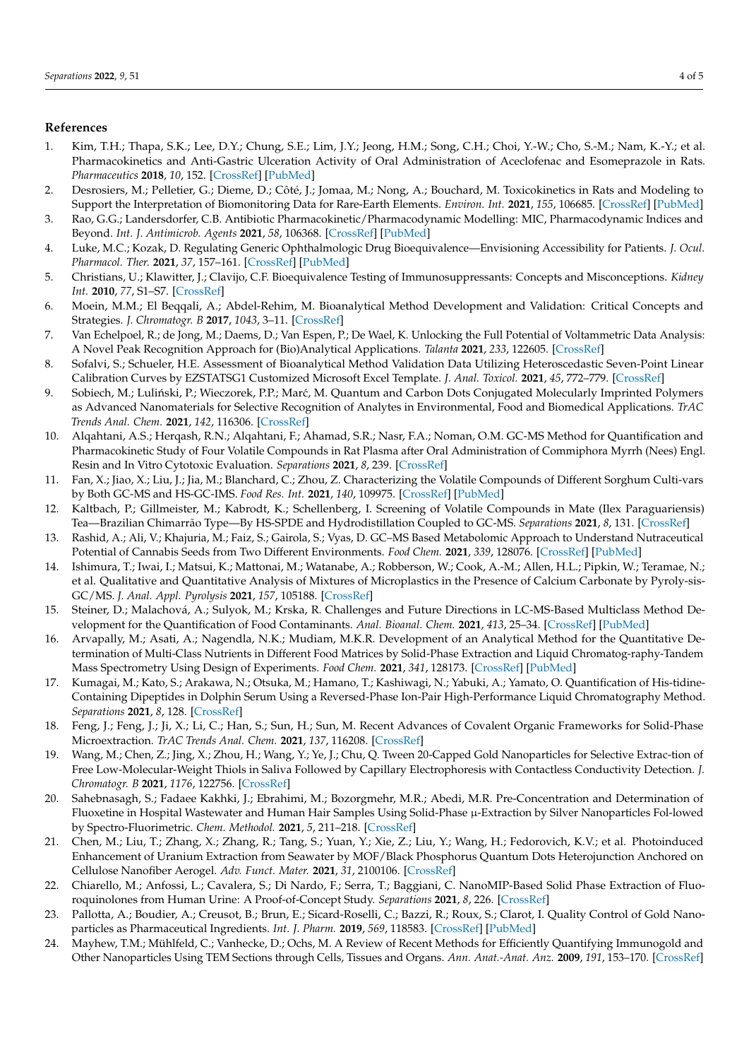## References

1. Kim, T.H.; Thapa, S.K.; Lee, D.Y.; Chung, S.E.; Lim, J.Y.; Jeong, H.M.; Song, C.H.; Choi, Y.-W.; Cho, S.-M.; Nam, K.-Y.; et al. Pharmacokinetics and Anti-Gastric Ulceration Activity of Oral Administration of Aceclofenac and Esomeprazole in Rats. *Pharmaceutics* **2018**, *10*, 152. [CrossRef] [PubMed]
2. Desrosiers, M.; Pelletier, G.; Dieme, D.; Côté, J.; Jomaa, M.; Nong, A.; Bouchard, M. Toxicokinetics in Rats and Modeling to Support the Interpretation of Biomonitoring Data for Rare-Earth Elements. *Environ. Int.* **2021**, *155*, 106685. [CrossRef] [PubMed]
3. Rao, G.G.; Landersdorfer, C.B. Antibiotic Pharmacokinetic/Pharmacodynamic Modelling: MIC, Pharmacodynamic Indices and Beyond. *Int. J. Antimicrob. Agents* **2021**, *58*, 106368. [CrossRef] [PubMed]
4. Luke, M.C.; Kozak, D. Regulating Generic Ophthalmologic Drug Bioequivalence—Envisioning Accessibility for Patients. *J. Ocul. Pharmacol. Ther.* **2021**, *37*, 157–161. [CrossRef] [PubMed]
5. Christians, U.; Klawitter, J.; Clavijo, C.F. Bioequivalence Testing of Immunosuppressants: Concepts and Misconceptions. *Kidney Int.* **2010**, *77*, S1–S7. [CrossRef]
6. Moein, M.M.; El Beqqali, A.; Abdel-Rehim, M. Bioanalytical Method Development and Validation: Critical Concepts and Strategies. *J. Chromatogr. B* **2017**, *1043*, 3–11. [CrossRef]
7. Van Echelpoel, R.; de Jong, M.; Daems, D.; Van Espen, P.; De Wael, K. Unlocking the Full Potential of Voltammetric Data Analysis: A Novel Peak Recognition Approach for (Bio)Analytical Applications. *Talanta* **2021**, *233*, 122605. [CrossRef]
8. Sofalvi, S.; Schueler, H.E. Assessment of Bioanalytical Method Validation Data Utilizing Heteroscedastic Seven-Point Linear Calibration Curves by EZSTATSG1 Customized Microsoft Excel Template. *J. Anal. Toxicol.* **2021**, *45*, 772–779. [CrossRef]
9. Sobiech, M.; Luliński, P.; Wieczorek, P.P.; Marć, M. Quantum and Carbon Dots Conjugated Molecularly Imprinted Polymers as Advanced Nanomaterials for Selective Recognition of Analytes in Environmental, Food and Biomedical Applications. *TrAC Trends Anal. Chem.* **2021**, *142*, 116306. [CrossRef]
10. Alqahtani, A.S.; Herqash, R.N.; Alqahtani, F.; Ahamad, S.R.; Nasr, F.A.; Noman, O.M. GC-MS Method for Quantification and Pharmacokinetic Study of Four Volatile Compounds in Rat Plasma after Oral Administration of Commiphora Myrrh (Nees) Engl. Resin and In Vitro Cytotoxic Evaluation. *Separations* **2021**, *8*, 239. [CrossRef]
11. Fan, X.; Jiao, X.; Liu, J.; Jia, M.; Blanchard, C.; Zhou, Z. Characterizing the Volatile Compounds of Different Sorghum Culti-vars by Both GC-MS and HS-GC-IMS. *Food Res. Int.* **2021**, *140*, 109975. [CrossRef] [PubMed]
12. Kaltbach, P.; Gillmeister, M.; Kabrodt, K.; Schellenberg, I. Screening of Volatile Compounds in Mate (Ilex Paraguariensis) Tea—Brazilian Chimarrão Type—By HS-SPDE and Hydrodistillation Coupled to GC-MS. *Separations* **2021**, *8*, 131. [CrossRef]
13. Rashid, A.; Ali, V.; Khajuria, M.; Faiz, S.; Gairola, S.; Vyas, D. GC–MS Based Metabolomic Approach to Understand Nutraceutical Potential of Cannabis Seeds from Two Different Environments. *Food Chem.* **2021**, *339*, 128076. [CrossRef] [PubMed]
14. Ishimura, T.; Iwai, I.; Matsui, K.; Mattonai, M.; Watanabe, A.; Robberson, W.; Cook, A.-M.; Allen, H.L.; Pipkin, W.; Teramae, N.; et al. Qualitative and Quantitative Analysis of Mixtures of Microplastics in the Presence of Calcium Carbonate by Pyroly-sis-GC/MS. *J. Anal. Appl. Pyrolysis* **2021**, *157*, 105188. [CrossRef]
15. Steiner, D.; Malachová, A.; Sulyok, M.; Krska, R. Challenges and Future Directions in LC-MS-Based Multiclass Method De-velopment for the Quantification of Food Contaminants. *Anal. Bioanal. Chem.* **2021**, *413*, 25–34. [CrossRef] [PubMed]
16. Arvapally, M.; Asati, A.; Nagendla, N.K.; Mudiam, M.K.R. Development of an Analytical Method for the Quantitative De-termination of Multi-Class Nutrients in Different Food Matrices by Solid-Phase Extraction and Liquid Chromatog-raphy-Tandem Mass Spectrometry Using Design of Experiments. *Food Chem.* **2021**, *341*, 128173. [CrossRef] [PubMed]
17. Kumagai, M.; Kato, S.; Arakawa, N.; Otsuka, M.; Hamano, T.; Kashiwagi, N.; Yabuki, A.; Yamato, O. Quantification of His-tidine-Containing Dipeptides in Dolphin Serum Using a Reversed-Phase Ion-Pair High-Performance Liquid Chromatography Method. *Separations* **2021**, *8*, 128. [CrossRef]
18. Feng, J.; Feng, J.; Ji, X.; Li, C.; Han, S.; Sun, H.; Sun, M. Recent Advances of Covalent Organic Frameworks for Solid-Phase Microextraction. *TrAC Trends Anal. Chem.* **2021**, *137*, 116208. [CrossRef]
19. Wang, M.; Chen, Z.; Jing, X.; Zhou, H.; Wang, Y.; Ye, J.; Chu, Q. Tween 20-Capped Gold Nanoparticles for Selective Extrac-tion of Free Low-Molecular-Weight Thiols in Saliva Followed by Capillary Electrophoresis with Contactless Conductivity Detection. *J. Chromatogr. B* **2021**, *1176*, 122756. [CrossRef]
20. Sahebnasagh, S.; Fadaee Kakhki, J.; Ebrahimi, M.; Bozorgmehr, M.R.; Abedi, M.R. Pre-Concentration and Determination of Fluoxetine in Hospital Wastewater and Human Hair Samples Using Solid-Phase μ-Extraction by Silver Nanoparticles Fol-lowed by Spectro-Fluorimetric. *Chem. Methodol.* **2021**, *5*, 211–218. [CrossRef]
21. Chen, M.; Liu, T.; Zhang, X.; Zhang, R.; Tang, S.; Yuan, Y.; Xie, Z.; Liu, Y.; Wang, H.; Fedorovich, K.V.; et al. Photoinduced Enhancement of Uranium Extraction from Seawater by MOF/Black Phosphorus Quantum Dots Heterojunction Anchored on Cellulose Nanofiber Aerogel. *Adv. Funct. Mater.* **2021**, *31*, 2100106. [CrossRef]
22. Chiarello, M.; Anfossi, L.; Cavalera, S.; Di Nardo, F.; Serra, T.; Baggiani, C. NanoMIP-Based Solid Phase Extraction of Fluo-roquinolones from Human Urine: A Proof-of-Concept Study. *Separations* **2021**, *8*, 226. [CrossRef]
23. Pallotta, A.; Boudier, A.; Creusot, B.; Brun, E.; Sicard-Roselli, C.; Bazzi, R.; Roux, S.; Clarot, I. Quality Control of Gold Nano-particles as Pharmaceutical Ingredients. *Int. J. Pharm.* **2019**, *569*, 118583. [CrossRef] [PubMed]
24. Mayhew, T.M.; Mühlfeld, C.; Vanhecke, D.; Ochs, M. A Review of Recent Methods for Efficiently Quantifying Immunogold and Other Nanoparticles Using TEM Sections through Cells, Tissues and Organs. *Ann. Anat.-Anat. Anz.* **2009**, *191*, 153–170. [CrossRef]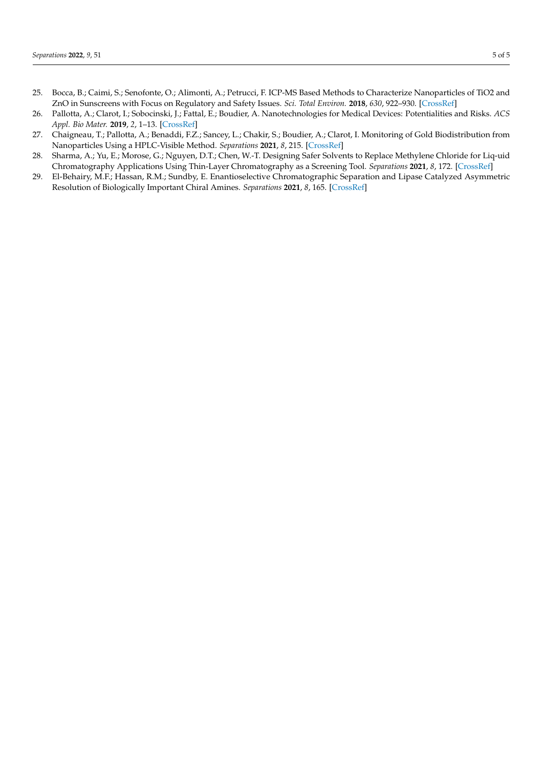25. Bocca, B.; Caimi, S.; Senofonte, O.; Alimonti, A.; Petrucci, F. ICP-MS Based Methods to Characterize Nanoparticles of TiO2 and ZnO in Sunscreens with Focus on Regulatory and Safety Issues. *Sci. Total Environ.* **2018**, *630*, 922–930. [CrossRef]
26. Pallotta, A.; Clarot, I.; Sobocinski, J.; Fattal, E.; Boudier, A. Nanotechnologies for Medical Devices: Potentialities and Risks. *ACS Appl. Bio Mater.* **2019**, *2*, 1–13. [CrossRef]
27. Chaigneau, T.; Pallotta, A.; Benaddi, F.Z.; Sancey, L.; Chakir, S.; Boudier, A.; Clarot, I. Monitoring of Gold Biodistribution from Nanoparticles Using a HPLC-Visible Method. *Separations* **2021**, *8*, 215. [CrossRef]
28. Sharma, A.; Yu, E.; Morose, G.; Nguyen, D.T.; Chen, W.-T. Designing Safer Solvents to Replace Methylene Chloride for Liq-uid Chromatography Applications Using Thin-Layer Chromatography as a Screening Tool. *Separations* **2021**, *8*, 172. [CrossRef]
29. El-Behairy, M.F.; Hassan, R.M.; Sundby, E. Enantioselective Chromatographic Separation and Lipase Catalyzed Asymmetric Resolution of Biologically Important Chiral Amines. *Separations* **2021**, *8*, 165. [CrossRef]